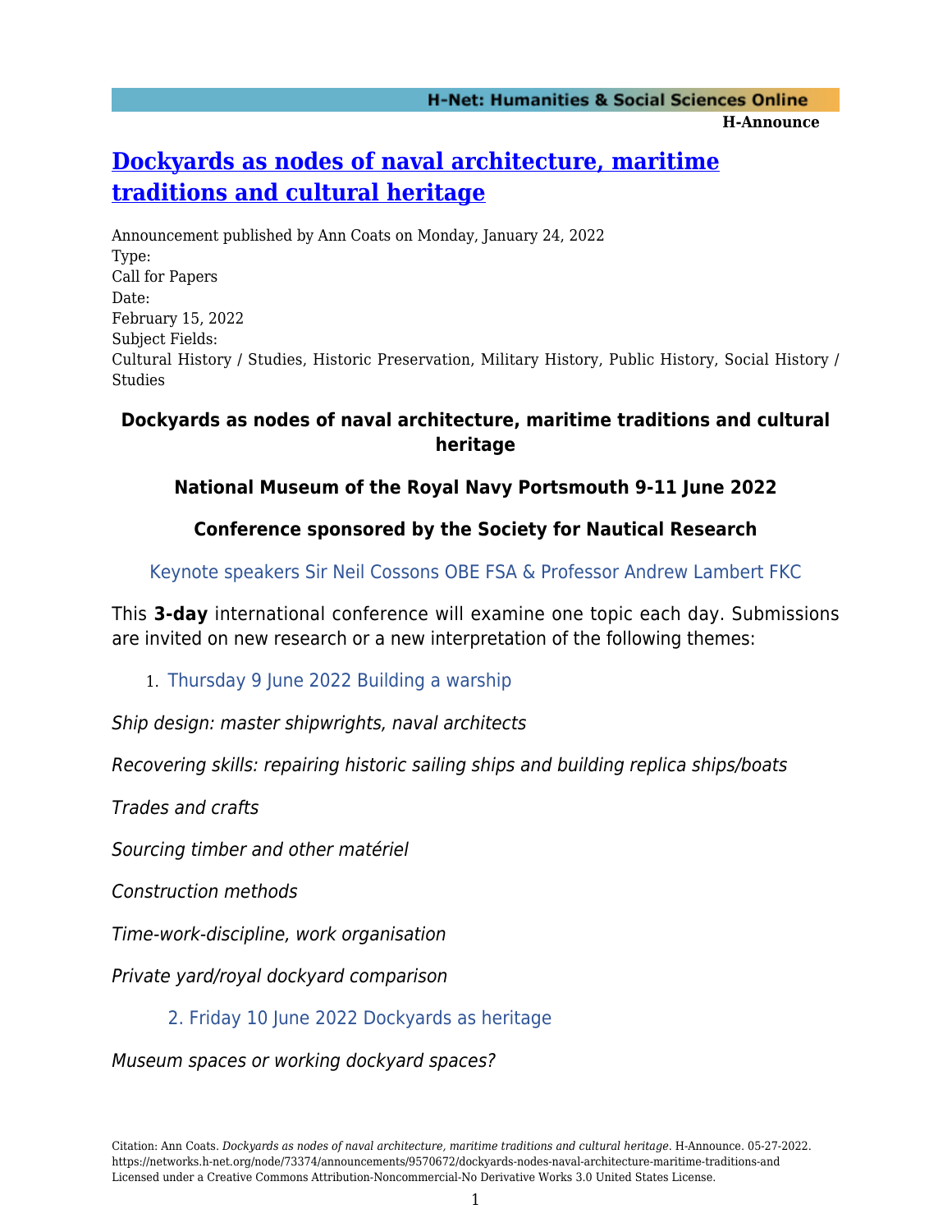# Dockyards as nodes of naval architecture, maritime traditions and cultural heritage

Announcement published by Ann Coats on Monday, January 24, 2022

Type:
Call for Papers

Date:
February 15, 2022

Subject Fields:
Cultural History / Studies, Historic Preservation, Military History, Public History, Social History / Studies

### Dockyards as nodes of naval architecture, maritime traditions and cultural heritage

### National Museum of the Royal Navy Portsmouth 9-11 June 2022

### Conference sponsored by the Society for Nautical Research

Keynote speakers Sir Neil Cossons OBE FSA & Professor Andrew Lambert FKC

This **3-day** international conference will examine one topic each day. Submissions are invited on new research or a new interpretation of the following themes:

1. Thursday 9 June 2022 Building a warship

*Ship design: master shipwrights, naval architects*

*Recovering skills: repairing historic sailing ships and building replica ships/boats*

*Trades and crafts*

*Sourcing timber and other matériel*

*Construction methods*

*Time-work-discipline, work organisation*

*Private yard/royal dockyard comparison*

2. Friday 10 June 2022 Dockyards as heritage

*Museum spaces or working dockyard spaces?*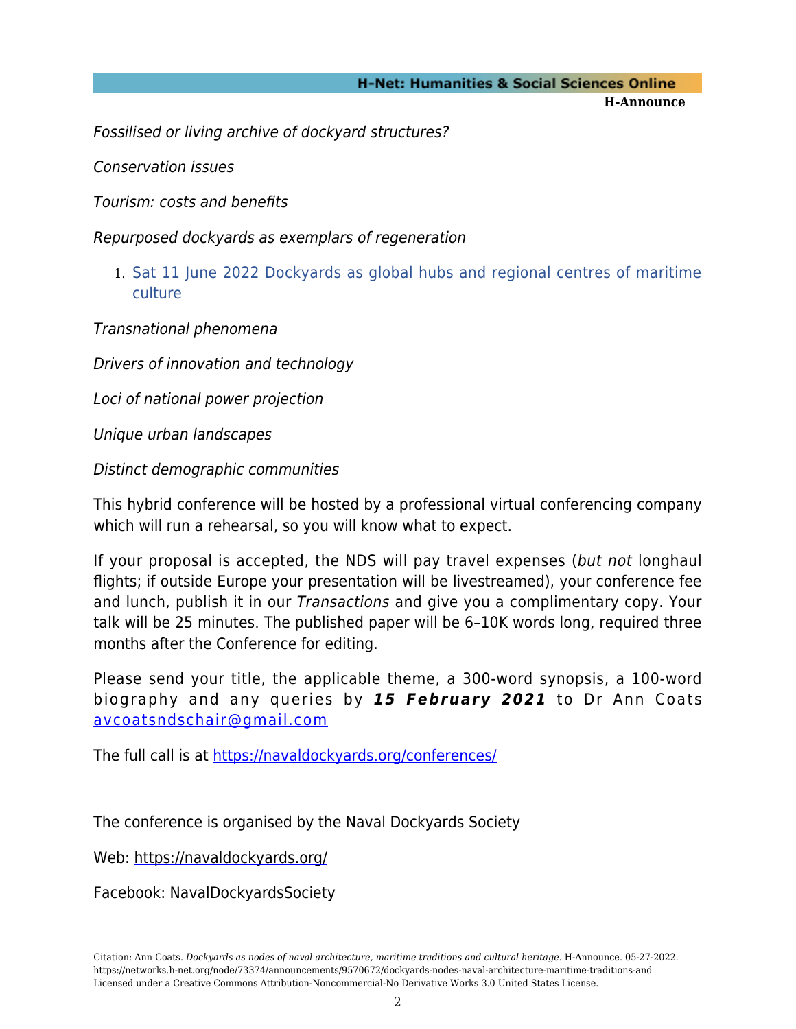*Fossilised or living archive of dockyard structures?*

*Conservation issues*

*Tourism: costs and benefits*

*Repurposed dockyards as exemplars of regeneration*

1. Sat 11 June 2022 Dockyards as global hubs and regional centres of maritime culture

*Transnational phenomena*

*Drivers of innovation and technology*

*Loci of national power projection*

*Unique urban landscapes*

*Distinct demographic communities*

This hybrid conference will be hosted by a professional virtual conferencing company which will run a rehearsal, so you will know what to expect.

If your proposal is accepted, the NDS will pay travel expenses (*but not* longhaul flights; if outside Europe your presentation will be livestreamed), your conference fee and lunch, publish it in our *Transactions* and give you a complimentary copy. Your talk will be 25 minutes. The published paper will be 6–10K words long, required three months after the Conference for editing.

Please send your title, the applicable theme, a 300-word synopsis, a 100-word biography and any queries by ***15 February 2021*** to Dr Ann Coats avcoatsndschair@gmail.com

The full call is at https://navaldockyards.org/conferences/

The conference is organised by the Naval Dockyards Society

Web: https://navaldockyards.org/

Facebook: NavalDockyardsSociety

Citation: Ann Coats. *Dockyards as nodes of naval architecture, maritime traditions and cultural heritage*. H-Announce. 05-27-2022. https://networks.h-net.org/node/73374/announcements/9570672/dockyards-nodes-naval-architecture-maritime-traditions-and
Licensed under a Creative Commons Attribution-Noncommercial-No Derivative Works 3.0 United States License.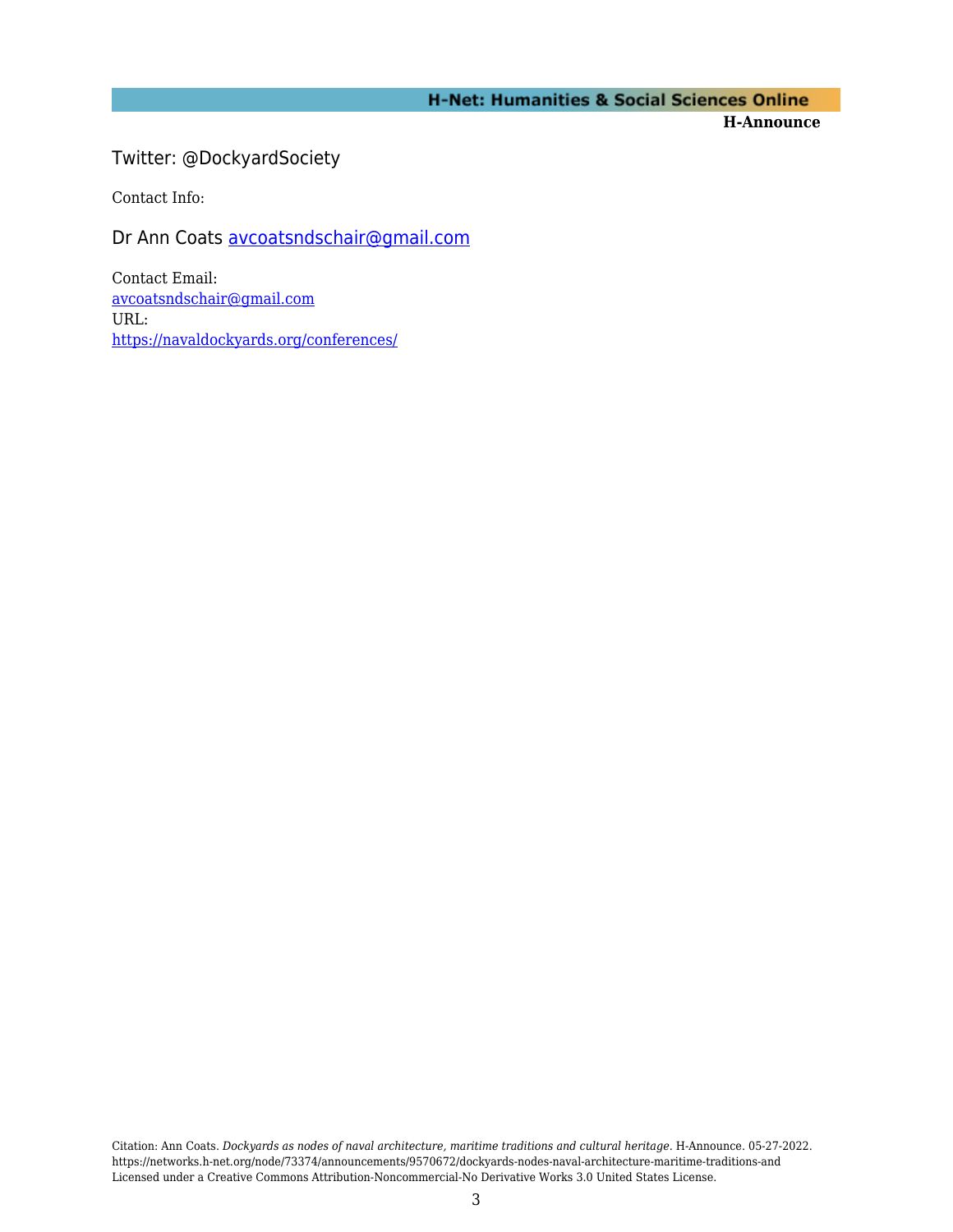Twitter: @DockyardSociety

Contact Info:

Dr Ann Coats avcoatsndschair@gmail.com

Contact Email:
avcoatsndschair@gmail.com
URL:
https://navaldockyards.org/conferences/